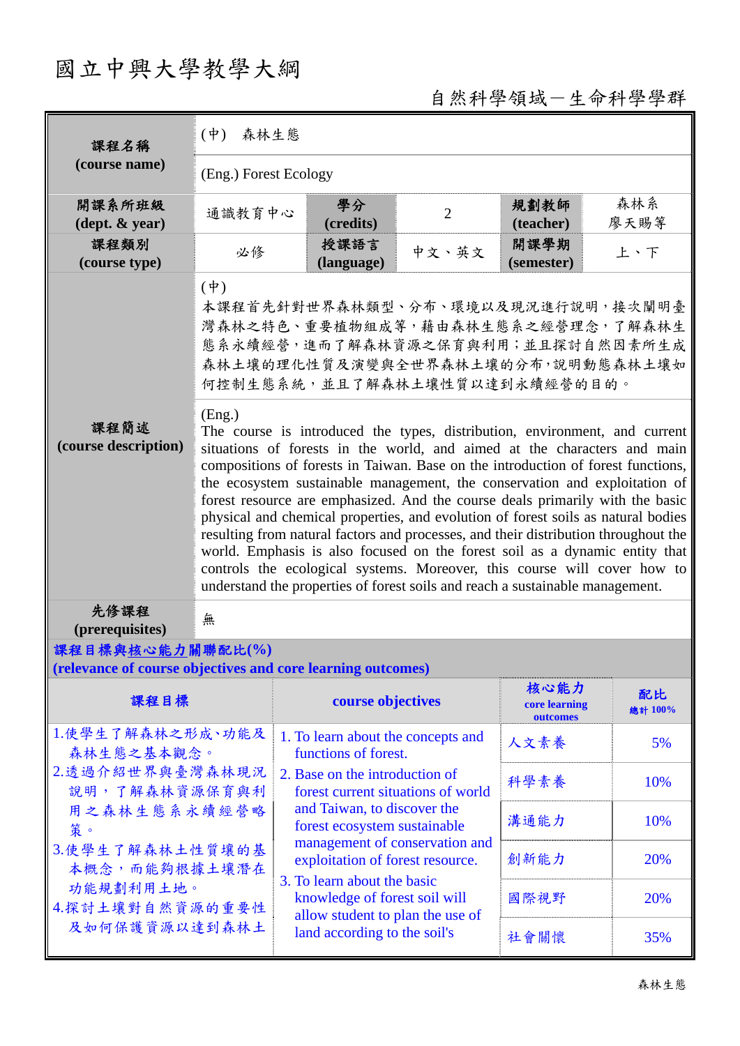# 國立中興大學教學大綱

自然科學領域－生命科學學群

| 課程名稱 (course name) | (中) 森林生態 | | | | |
|---|---|---|---|---|---|
| | (Eng.) Forest Ecology | | | | |
| 開課系所班級 (dept. & year) | 通識教育中心 | 學分 (credits) | 2 | 規劃教師 (teacher) | 森林系 廖天賜等 |
| 課程類別 (course type) | 必修 | 授課語言 (language) | 中文、英文 | 開課學期 (semester) | 上、下 |
| 課程簡述 (course description) | (中) 本課程首先針對世界森林類型、分布、環境以及現況進行說明，接次闡明臺灣森林之特色、重要植物組成等，藉由森林生態系之經營理念，了解森林生態系永續經營，進而了解森林資源之保育與利用；並且探討自然因素所生成森林土壤的理化性質及演變與全世界森林土壤的分布，說明動態森林土壤如何控制生態系統，並且了解森林土壤性質以達到永續經營的目的。 | | | | |
| | (Eng.) The course is introduced the types, distribution, environment, and current situations of forests in the world, and aimed at the characters and main compositions of forests in Taiwan. Base on the introduction of forest functions, the ecosystem sustainable management, the conservation and exploitation of forest resource are emphasized. And the course deals primarily with the basic physical and chemical properties, and evolution of forest soils as natural bodies resulting from natural factors and processes, and their distribution throughout the world. Emphasis is also focused on the forest soil as a dynamic entity that controls the ecological systems. Moreover, this course will cover how to understand the properties of forest soils and reach a sustainable management. | | | | |
| 先修課程 (prerequisites) | 無 | | | | |

**課程目標與核心能力關聯配比(%)**
**(relevance of course objectives and core learning outcomes)**

| 課程目標 | course objectives | 核心能力 core learning outcomes | 配比 總計 100% |
|---|---|---|---|
| 1.使學生了解森林之形成、功能及森林生態之基本觀念。<br>2.透過介紹世界與臺灣森林現況說明，了解森林資源保育與利用之森林生態系永續經營略策。<br>3.使學生了解森林土性質壞的基本概念，而能夠根據土壤潛在功能規劃利用土地。<br>4.探討土壤對自然資源的重要性及如何保護資源以達到森林土 | 1. To learn about the concepts and functions of forest.<br>2. Base on the introduction of forest current situations of world and Taiwan, to discover the forest ecosystem sustainable management of conservation and exploitation of forest resource.<br>3. To learn about the basic knowledge of forest soil will allow student to plan the use of land according to the soil's | 人文素養 | 5% |
| | | 科學素養 | 10% |
| | | 溝通能力 | 10% |
| | | 創新能力 | 20% |
| | | 國際視野 | 20% |
| | | 社會關懷 | 35% |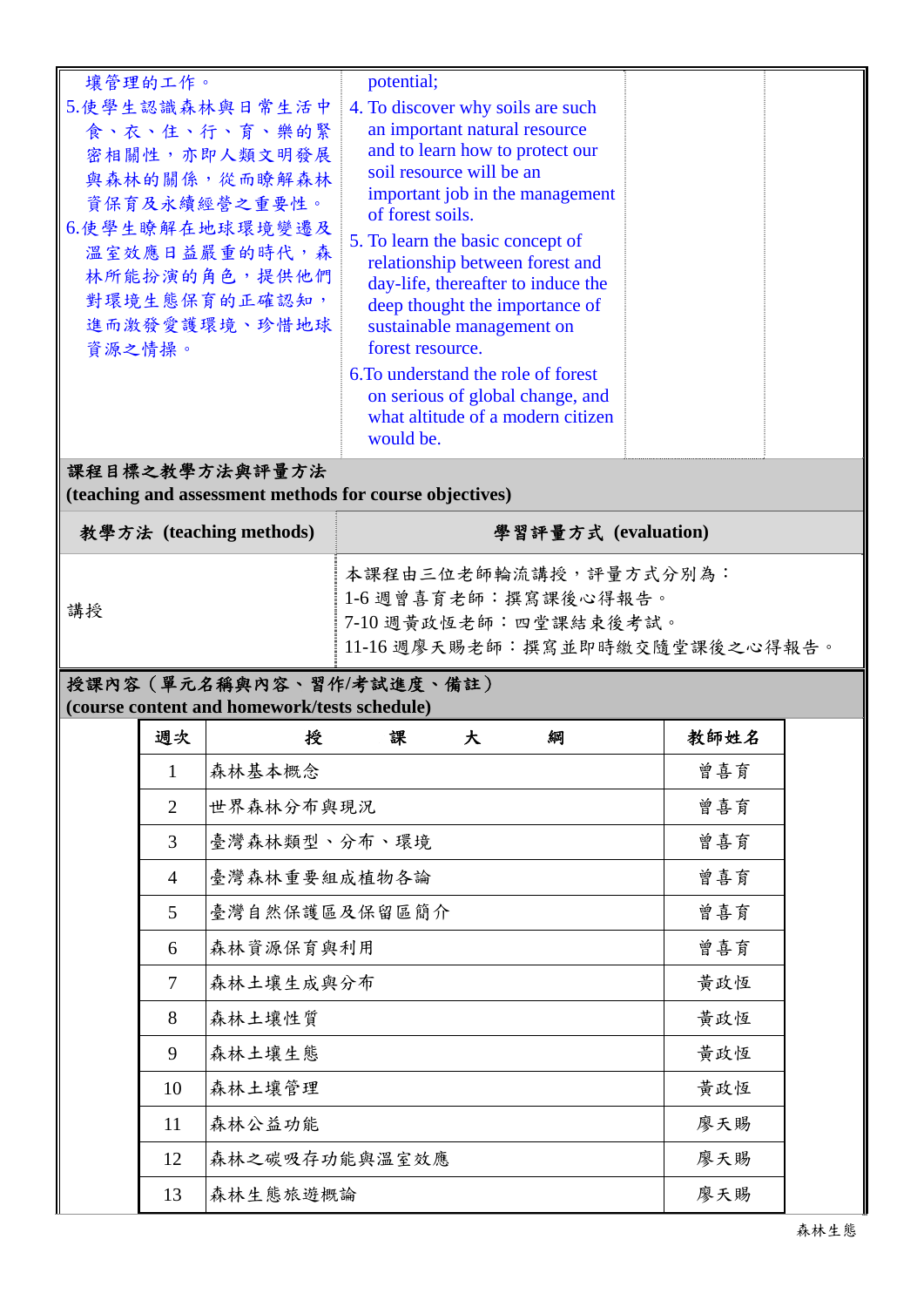| | | | |
|---|---|---|---|
| 壤管理的工作。<br>5.使學生認識森林與日常生活中食、衣、住、行、育、樂的緊密相關性，亦即人類文明發展與森林的關係，從而瞭解森林資保育及永續經營之重要性。<br>6.使學生瞭解在地球環境變遷及溫室效應日益嚴重的時代，森林所能扮演的角色，提供他們對環境生態保育的正確認知，進而激發愛護環境、珍惜地球資源之情操。 | potential;<br>4. To discover why soils are such an important natural resource and to learn how to protect our soil resource will be an important job in the management of forest soils.<br>5. To learn the basic concept of relationship between forest and day-life, thereafter to induce the deep thought the importance of sustainable management on forest resource.<br>6.To understand the role of forest on serious of global change, and what altitude of a modern citizen would be. | | |

**課程目標之教學方法與評量方法**
**(teaching and assessment methods for course objectives)**

| 教學方法 (teaching methods) | 學習評量方式 (evaluation) |
|---|---|
| 講授 | 本課程由三位老師輪流講授，評量方式分別為：<br>1-6 週曾喜育老師：撰寫課後心得報告。<br>7-10 週黃政恆老師：四堂課結束後考試。<br>11-16 週廖天賜老師：撰寫並即時繳交隨堂課後之心得報告。 |

**授課內容（單元名稱與內容、習作/考試進度、備註）**
**(course content and homework/tests schedule)**

| 週次 | 授　課　大　綱 | 教師姓名 |
|---|---|---|
| 1 | 森林基本概念 | 曾喜育 |
| 2 | 世界森林分布與現況 | 曾喜育 |
| 3 | 臺灣森林類型、分布、環境 | 曾喜育 |
| 4 | 臺灣森林重要組成植物各論 | 曾喜育 |
| 5 | 臺灣自然保護區及保留區簡介 | 曾喜育 |
| 6 | 森林資源保育與利用 | 曾喜育 |
| 7 | 森林土壤生成與分布 | 黃政恆 |
| 8 | 森林土壤性質 | 黃政恆 |
| 9 | 森林土壤生態 | 黃政恆 |
| 10 | 森林土壤管理 | 黃政恆 |
| 11 | 森林公益功能 | 廖天賜 |
| 12 | 森林之碳吸存功能與溫室效應 | 廖天賜 |
| 13 | 森林生態旅遊概論 | 廖天賜 |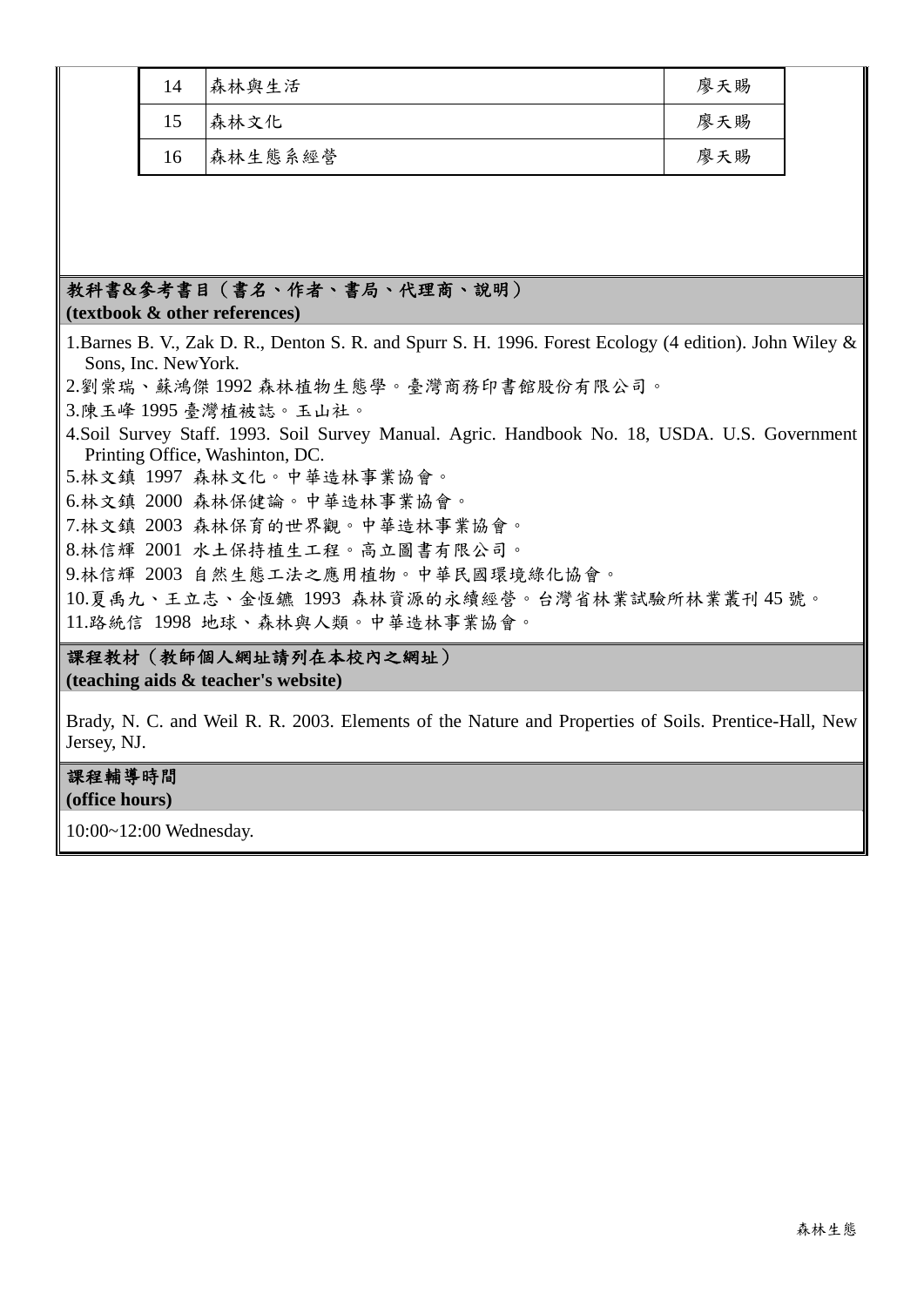| | | |
|---|---|---|
| 14 | 森林與生活 | 廖天賜 |
| 15 | 森林文化 | 廖天賜 |
| 16 | 森林生態系經營 | 廖天賜 |

**教科書&參考書目（書名、作者、書局、代理商、說明）**
**(textbook & other references)**

1.Barnes B. V., Zak D. R., Denton S. R. and Spurr S. H. 1996. Forest Ecology (4 edition). John Wiley & Sons, Inc. NewYork.
2.劉棠瑞、蘇鴻傑 1992 森林植物生態學。臺灣商務印書館股份有限公司。
3.陳玉峰 1995 臺灣植被誌。玉山社。
4.Soil Survey Staff. 1993. Soil Survey Manual. Agric. Handbook No. 18, USDA. U.S. Government Printing Office, Washinton, DC.
5.林文鎮 1997 森林文化。中華造林事業協會。
6.林文鎮 2000 森林保健論。中華造林事業協會。
7.林文鎮 2003 森林保育的世界觀。中華造林事業協會。
8.林信輝 2001 水土保持植生工程。高立圖書有限公司。
9.林信輝 2003 自然生態工法之應用植物。中華民國環境綠化協會。
10.夏禹九、王立志、金恆鑣 1993 森林資源的永續經營。台灣省林業試驗所林業叢刊 45 號。
11.路統信 1998 地球、森林與人類。中華造林事業協會。

**課程教材（教師個人網址請列在本校內之網址）**
**(teaching aids & teacher's website)**

Brady, N. C. and Weil R. R. 2003. Elements of the Nature and Properties of Soils. Prentice-Hall, New Jersey, NJ.

**課程輔導時間**
**(office hours)**

10:00~12:00 Wednesday.